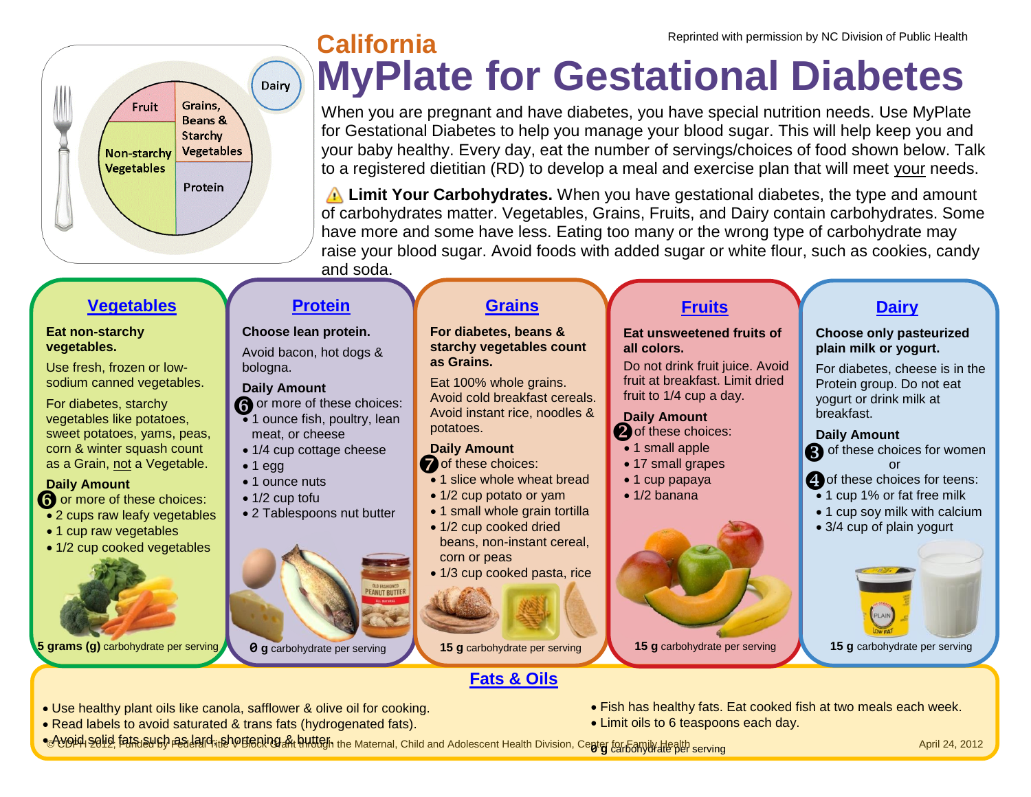Reprinted with permission by NC Division of Public Health

# California MyPlate for Gestational Diabetes

When you are pregnant and have diabetes, you have special nutrition needs. Use MyPlate for Gestational Diabetes to help you manage your blood sugar. This will help keep you and your baby healthy. Every day, eat the number of servings/choices of food shown below. Talk to a registered dietitian (RD) to develop a meal and exercise plan that will meet your needs.

⚠ **Limit Your Carbohydrates.** When you have gestational diabetes, the type and amount of carbohydrates matter. Vegetables, Grains, Fruits, and Dairy contain carbohydrates. Some have more and some have less. Eating too many or the wrong type of carbohydrate may raise your blood sugar. Avoid foods with added sugar or white flour, such as cookies, candy and soda.

## Vegetables

**Eat non-starchy vegetables.**

Use fresh, frozen or low-sodium canned vegetables.

For diabetes, starchy vegetables like potatoes, sweet potatoes, yams, peas, corn & winter squash count as a Grain, not a Vegetable.

**Daily Amount**

6 or more of these choices:

- 2 cups raw leafy vegetables
- 1 cup raw vegetables
- 1/2 cup cooked vegetables

**5 grams (g)** carbohydrate per serving

## Protein

**Choose lean protein.**

Avoid bacon, hot dogs & bologna.

**Daily Amount**

6 or more of these choices:

- 1 ounce fish, poultry, lean meat, or cheese
- 1/4 cup cottage cheese
- 1 egg
- 1 ounce nuts
- 1/2 cup tofu
- 2 Tablespoons nut butter

**0 g** carbohydrate per serving

## Grains

**For diabetes, beans & starchy vegetables count as Grains.**

Eat 100% whole grains. Avoid cold breakfast cereals. Avoid instant rice, noodles & potatoes.

**Daily Amount**

7 of these choices:

- 1 slice whole wheat bread
- 1/2 cup potato or yam
- 1 small whole grain tortilla
- 1/2 cup cooked dried beans, non-instant cereal, corn or peas
- 1/3 cup cooked pasta, rice

**15 g** carbohydrate per serving

## Fruits

**Eat unsweetened fruits of all colors.**

Do not drink fruit juice. Avoid fruit at breakfast. Limit dried fruit to 1/4 cup a day.

**Daily Amount**

2 of these choices:

- 1 small apple
- 17 small grapes
- 1 cup papaya
- 1/2 banana

**15 g** carbohydrate per serving

## Dairy

**Choose only pasteurized plain milk or yogurt.**

For diabetes, cheese is in the Protein group. Do not eat yogurt or drink milk at breakfast.

**Daily Amount**

3 of these choices for women

or

4 of these choices for teens:

- 1 cup 1% or fat free milk
- 1 cup soy milk with calcium
- 3/4 cup of plain yogurt

**15 g** carbohydrate per serving

## Fats & Oils

- Use healthy plant oils like canola, safflower & olive oil for cooking.
- Read labels to avoid saturated & trans fats (hydrogenated fats).
- Avoid solid fats such as lard, shortening & butter.
- Fish has healthy fats. Eat cooked fish at two meals each week.
- Limit oils to 6 teaspoons each day.

**0 g** carbohydrate per serving

© CDPH 2012, Funded by Federal Title V Block Grant through the Maternal, Child and Adolescent Health Division, Center for Family Health

April 24, 2012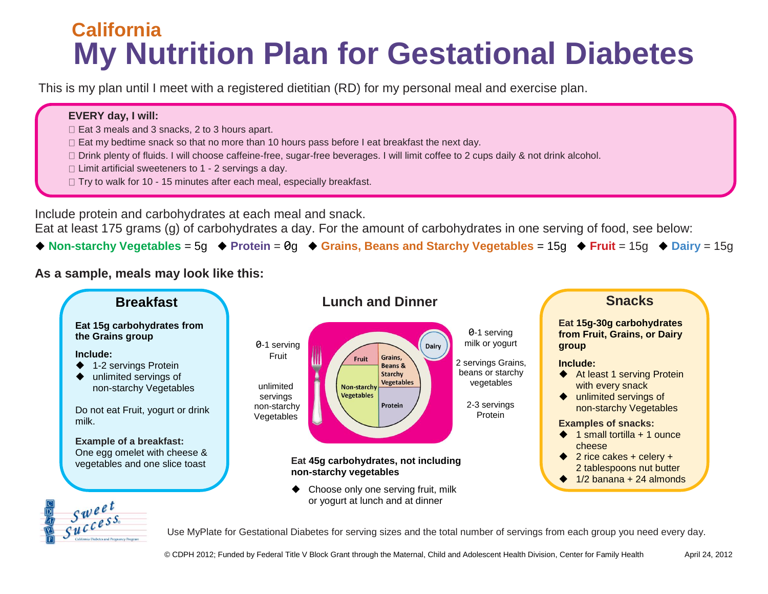California

# My Nutrition Plan for Gestational Diabetes

This is my plan until I meet with a registered dietitian (RD) for my personal meal and exercise plan.

**EVERY day, I will:**

- ☐ Eat 3 meals and 3 snacks, 2 to 3 hours apart.
- ☐ Eat my bedtime snack so that no more than 10 hours pass before I eat breakfast the next day.
- ☐ Drink plenty of fluids. I will choose caffeine-free, sugar-free beverages. I will limit coffee to 2 cups daily & not drink alcohol.
- ☐ Limit artificial sweeteners to 1 - 2 servings a day.
- ☐ Try to walk for 10 - 15 minutes after each meal, especially breakfast.

Include protein and carbohydrates at each meal and snack.
Eat at least 175 grams (g) of carbohydrates a day. For the amount of carbohydrates in one serving of food, see below:

◆ **Non-starchy Vegetables** = 5g ◆ **Protein** = 0g ◆ **Grains, Beans and Starchy Vegetables** = 15g ◆ **Fruit** = 15g ◆ **Dairy** = 15g

**As a sample, meals may look like this:**

## Breakfast

**Eat 15g carbohydrates from the Grains group**

**Include:**

- 1-2 servings Protein
- unlimited servings of non-starchy Vegetables

Do not eat Fruit, yogurt or drink milk.

**Example of a breakfast:**
One egg omelet with cheese & vegetables and one slice toast

## Lunch and Dinner

0-1 serving Fruit

unlimited servings non-starchy Vegetables

0-1 serving milk or yogurt

2 servings Grains, beans or starchy vegetables

2-3 servings Protein

Fruit

Grains, Beans & Starchy Vegetables

Non-starchy Vegetables

Protein

Dairy

**Eat 45g carbohydrates, not including non-starchy vegetables**

- Choose only one serving fruit, milk or yogurt at lunch and at dinner

## Snacks

**Eat 15g-30g carbohydrates from Fruit, Grains, or Dairy group**

**Include:**

- At least 1 serving Protein with every snack
- unlimited servings of non-starchy Vegetables

**Examples of snacks:**

- 1 small tortilla + 1 ounce cheese
- 2 rice cakes + celery + 2 tablespoons nut butter
- 1/2 banana + 24 almonds

Sweet Success — California Diabetes and Pregnancy Program

Use MyPlate for Gestational Diabetes for serving sizes and the total number of servings from each group you need every day.

© CDPH 2012; Funded by Federal Title V Block Grant through the Maternal, Child and Adolescent Health Division, Center for Family Health April 24, 2012